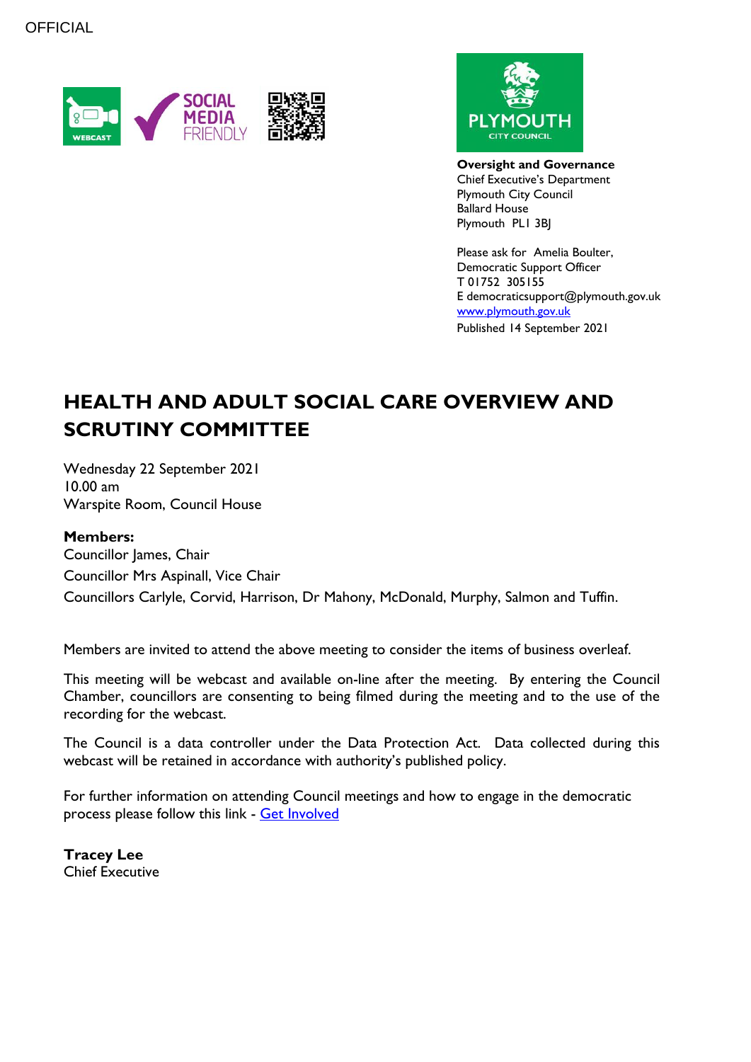OFFICIAL

**Oversight and Governance**
Chief Executive's Department
Plymouth City Council
Ballard House
Plymouth PL1 3BJ

Please ask for Amelia Boulter,
Democratic Support Officer
T 01752 305155
E democraticsupport@plymouth.gov.uk
[www.plymouth.gov.uk](www.plymouth.gov.uk)
Published 14 September 2021

# HEALTH AND ADULT SOCIAL CARE OVERVIEW AND SCRUTINY COMMITTEE

Wednesday 22 September 2021
10.00 am
Warspite Room, Council House

**Members:**
Councillor James, Chair
Councillor Mrs Aspinall, Vice Chair
Councillors Carlyle, Corvid, Harrison, Dr Mahony, McDonald, Murphy, Salmon and Tuffin.

Members are invited to attend the above meeting to consider the items of business overleaf.

This meeting will be webcast and available on-line after the meeting. By entering the Council Chamber, councillors are consenting to being filmed during the meeting and to the use of the recording for the webcast.

The Council is a data controller under the Data Protection Act. Data collected during this webcast will be retained in accordance with authority's published policy.

For further information on attending Council meetings and how to engage in the democratic process please follow this link - Get Involved

**Tracey Lee**
Chief Executive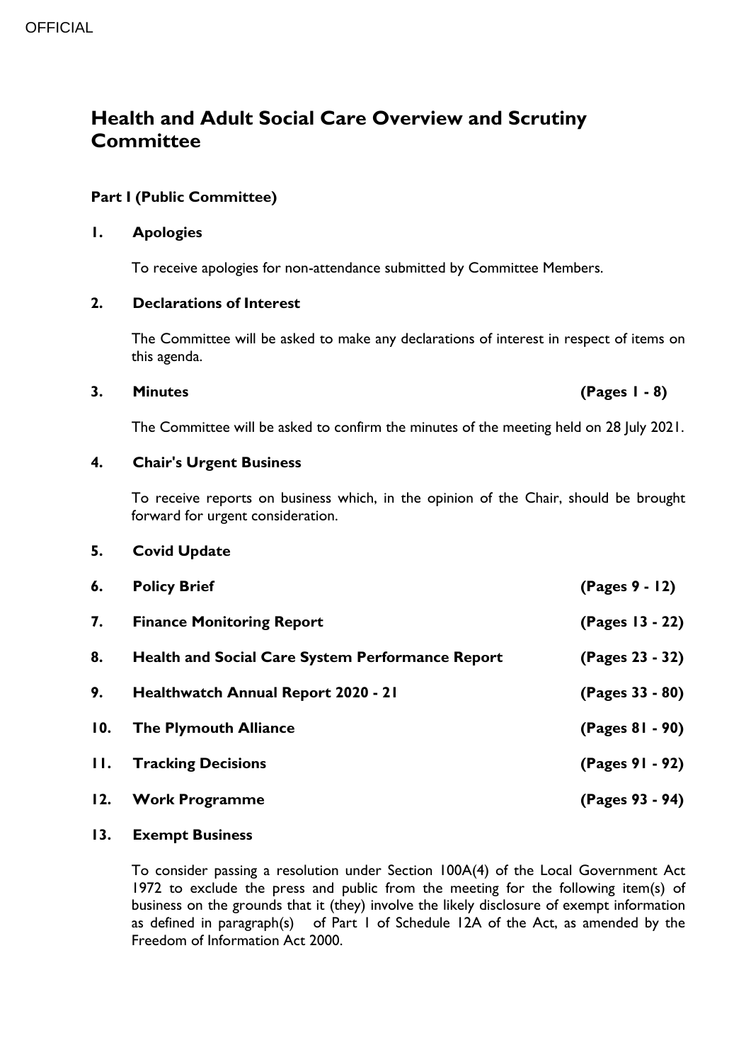# Health and Adult Social Care Overview and Scrutiny Committee

**Part I (Public Committee)**

**1. Apologies**

To receive apologies for non-attendance submitted by Committee Members.

**2. Declarations of Interest**

The Committee will be asked to make any declarations of interest in respect of items on this agenda.

**3. Minutes** **(Pages 1 - 8)**

The Committee will be asked to confirm the minutes of the meeting held on 28 July 2021.

**4. Chair's Urgent Business**

To receive reports on business which, in the opinion of the Chair, should be brought forward for urgent consideration.

**5. Covid Update**

**6. Policy Brief** **(Pages 9 - 12)**

**7. Finance Monitoring Report** **(Pages 13 - 22)**

**8. Health and Social Care System Performance Report** **(Pages 23 - 32)**

**9. Healthwatch Annual Report 2020 - 21** **(Pages 33 - 80)**

**10. The Plymouth Alliance** **(Pages 81 - 90)**

**11. Tracking Decisions** **(Pages 91 - 92)**

**12. Work Programme** **(Pages 93 - 94)**

**13. Exempt Business**

To consider passing a resolution under Section 100A(4) of the Local Government Act 1972 to exclude the press and public from the meeting for the following item(s) of business on the grounds that it (they) involve the likely disclosure of exempt information as defined in paragraph(s) of Part 1 of Schedule 12A of the Act, as amended by the Freedom of Information Act 2000.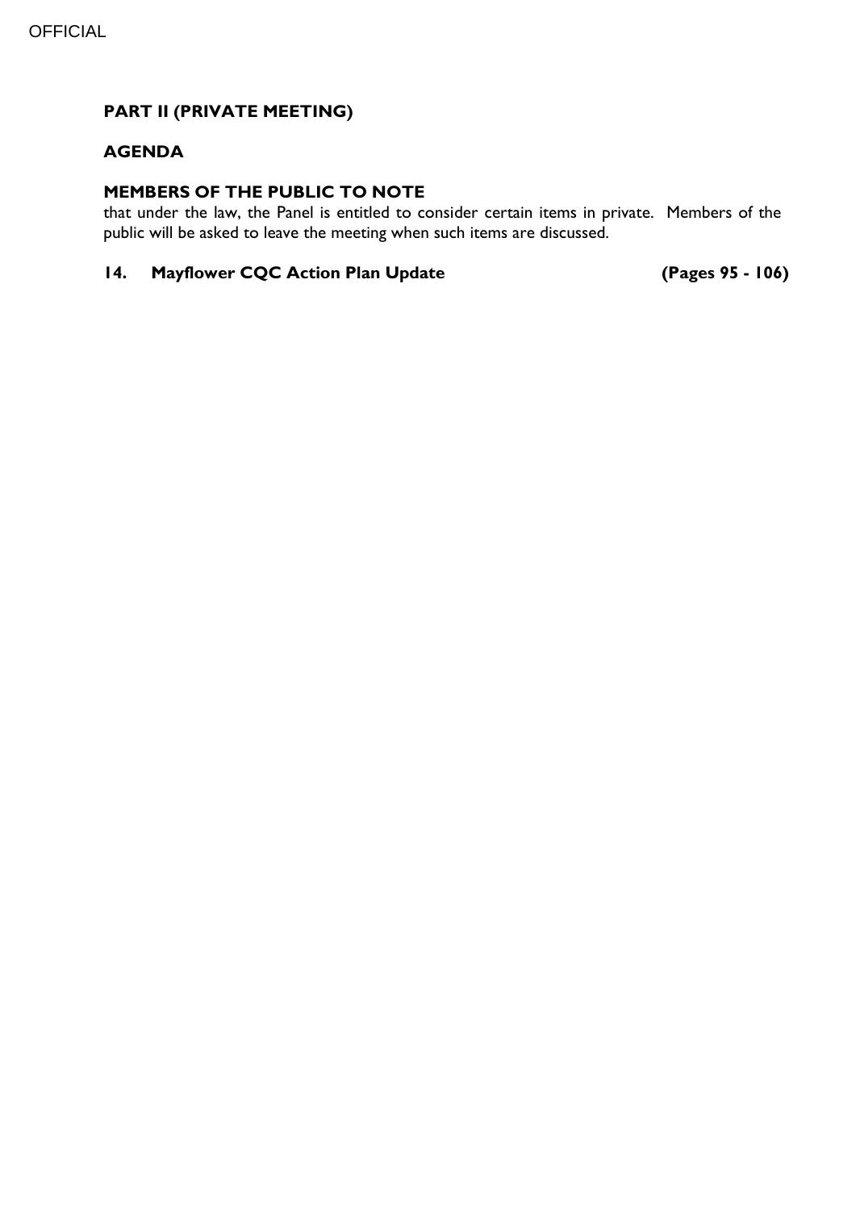## PART II (PRIVATE MEETING)

## AGENDA

**MEMBERS OF THE PUBLIC TO NOTE**

that under the law, the Panel is entitled to consider certain items in private. Members of the public will be asked to leave the meeting when such items are discussed.

**14. Mayflower CQC Action Plan Update** **(Pages 95 - 106)**